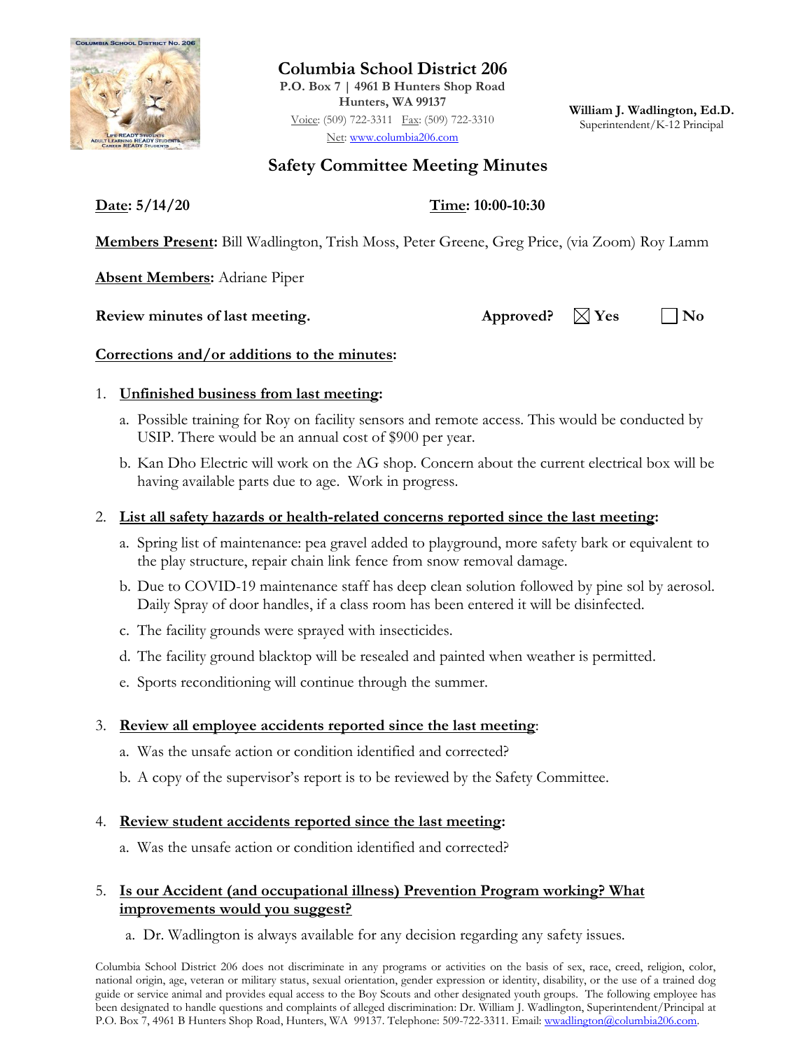# Columbia School District 206

**P.O. Box 7 | 4961 B Hunters Shop Road**
**Hunters, WA 99137**
Voice: (509) 722-3311 Fax: (509) 722-3310
Net: www.columbia206.com

**William J. Wadlington, Ed.D.**
Superintendent/K-12 Principal

## Safety Committee Meeting Minutes

**Date: 5/14/20** **Time: 10:00-10:30**

**Members Present:** Bill Wadlington, Trish Moss, Peter Greene, Greg Price, (via Zoom) Roy Lamm

**Absent Members:** Adriane Piper

**Review minutes of last meeting.** **Approved?** ☒ **Yes** ☐ **No**

**Corrections and/or additions to the minutes:**

1. **Unfinished business from last meeting:**
   a. Possible training for Roy on facility sensors and remote access. This would be conducted by USIP. There would be an annual cost of $900 per year.
   b. Kan Dho Electric will work on the AG shop. Concern about the current electrical box will be having available parts due to age. Work in progress.

2. **List all safety hazards or health-related concerns reported since the last meeting:**
   a. Spring list of maintenance: pea gravel added to playground, more safety bark or equivalent to the play structure, repair chain link fence from snow removal damage.
   b. Due to COVID-19 maintenance staff has deep clean solution followed by pine sol by aerosol. Daily Spray of door handles, if a class room has been entered it will be disinfected.
   c. The facility grounds were sprayed with insecticides.
   d. The facility ground blacktop will be resealed and painted when weather is permitted.
   e. Sports reconditioning will continue through the summer.

3. **Review all employee accidents reported since the last meeting:**
   a. Was the unsafe action or condition identified and corrected?
   b. A copy of the supervisor's report is to be reviewed by the Safety Committee.

4. **Review student accidents reported since the last meeting:**
   a. Was the unsafe action or condition identified and corrected?

5. **Is our Accident (and occupational illness) Prevention Program working? What improvements would you suggest?**
   a. Dr. Wadlington is always available for any decision regarding any safety issues.

Columbia School District 206 does not discriminate in any programs or activities on the basis of sex, race, creed, religion, color, national origin, age, veteran or military status, sexual orientation, gender expression or identity, disability, or the use of a trained dog guide or service animal and provides equal access to the Boy Scouts and other designated youth groups. The following employee has been designated to handle questions and complaints of alleged discrimination: Dr. William J. Wadlington, Superintendent/Principal at P.O. Box 7, 4961 B Hunters Shop Road, Hunters, WA 99137. Telephone: 509-722-3311. Email: wwadlington@columbia206.com.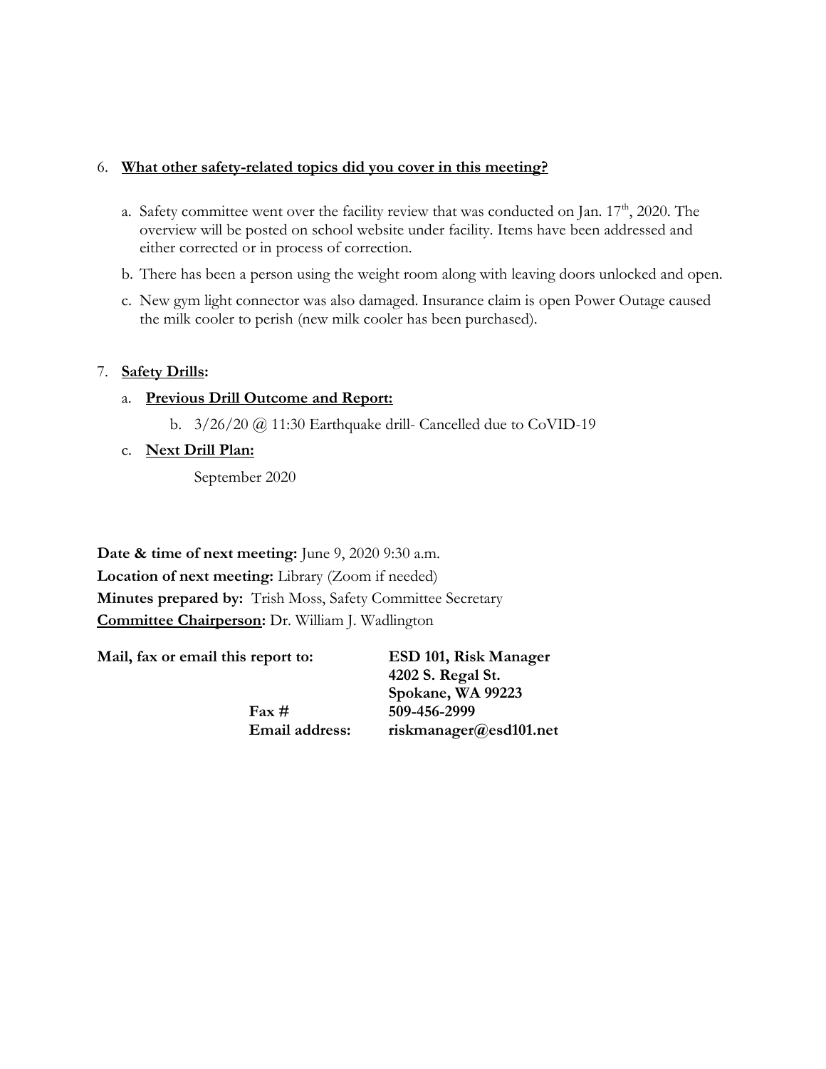6. **<u>What other safety-related topics did you cover in this meeting?</u>**

   a. Safety committee went over the facility review that was conducted on Jan. 17th, 2020. The overview will be posted on school website under facility. Items have been addressed and either corrected or in process of correction.

   b. There has been a person using the weight room along with leaving doors unlocked and open.

   c. New gym light connector was also damaged. Insurance claim is open Power Outage caused the milk cooler to perish (new milk cooler has been purchased).

7. **<u>Safety Drills</u>:**

   a. **<u>Previous Drill Outcome and Report:</u>**

      b. 3/26/20 @ 11:30 Earthquake drill- Cancelled due to CoVID-19

   c. **<u>Next Drill Plan:</u>**

      September 2020

**Date & time of next meeting:** June 9, 2020 9:30 a.m.
**Location of next meeting:** Library (Zoom if needed)
**Minutes prepared by:** Trish Moss, Safety Committee Secretary
**<u>Committee Chairperson</u>:** Dr. William J. Wadlington

| | |
|---|---|
| **Mail, fax or email this report to:** | **ESD 101, Risk Manager** |
| | **4202 S. Regal St.** |
| | **Spokane, WA 99223** |
| **Fax #** | **509-456-2999** |
| **Email address:** | **riskmanager@esd101.net** |